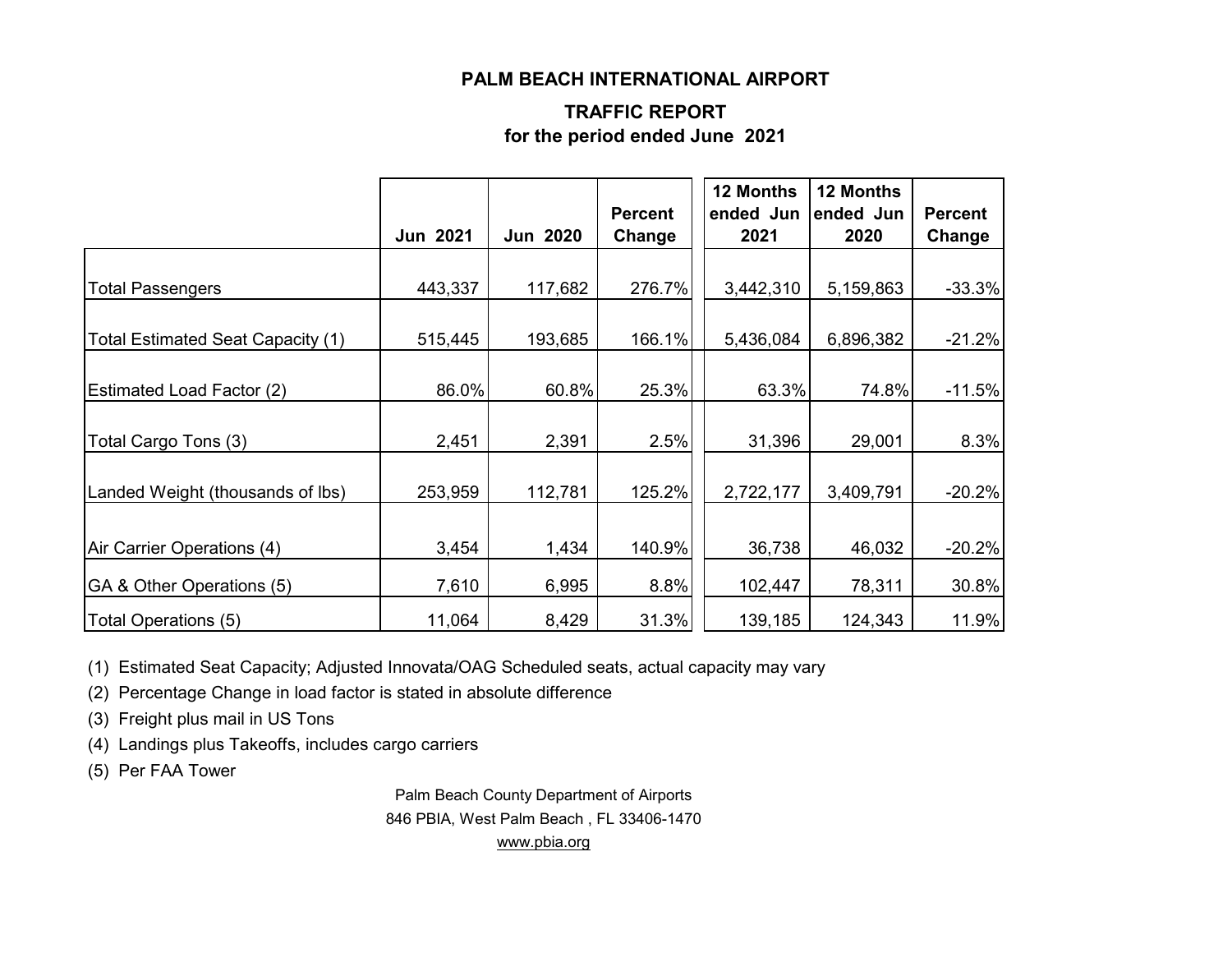# PALM BEACH INTERNATIONAL AIRPORT

## TRAFFIC REPORT
### for the period ended June 2021

| | Jun 2021 | Jun 2020 | Percent Change | 12 Months ended Jun 2021 | 12 Months ended Jun 2020 | Percent Change |
|---|---|---|---|---|---|---|
| Total Passengers | 443,337 | 117,682 | 276.7% | 3,442,310 | 5,159,863 | -33.3% |
| Total Estimated Seat Capacity (1) | 515,445 | 193,685 | 166.1% | 5,436,084 | 6,896,382 | -21.2% |
| Estimated Load Factor (2) | 86.0% | 60.8% | 25.3% | 63.3% | 74.8% | -11.5% |
| Total Cargo Tons (3) | 2,451 | 2,391 | 2.5% | 31,396 | 29,001 | 8.3% |
| Landed Weight (thousands of lbs) | 253,959 | 112,781 | 125.2% | 2,722,177 | 3,409,791 | -20.2% |
| Air Carrier Operations (4) | 3,454 | 1,434 | 140.9% | 36,738 | 46,032 | -20.2% |
| GA & Other Operations (5) | 7,610 | 6,995 | 8.8% | 102,447 | 78,311 | 30.8% |
| Total Operations (5) | 11,064 | 8,429 | 31.3% | 139,185 | 124,343 | 11.9% |

(1) Estimated Seat Capacity; Adjusted Innovata/OAG Scheduled seats, actual capacity may vary

(2) Percentage Change in load factor is stated in absolute difference

(3) Freight plus mail in US Tons

(4) Landings plus Takeoffs, includes cargo carriers

(5) Per FAA Tower

Palm Beach County Department of Airports
846 PBIA, West Palm Beach , FL 33406-1470
www.pbia.org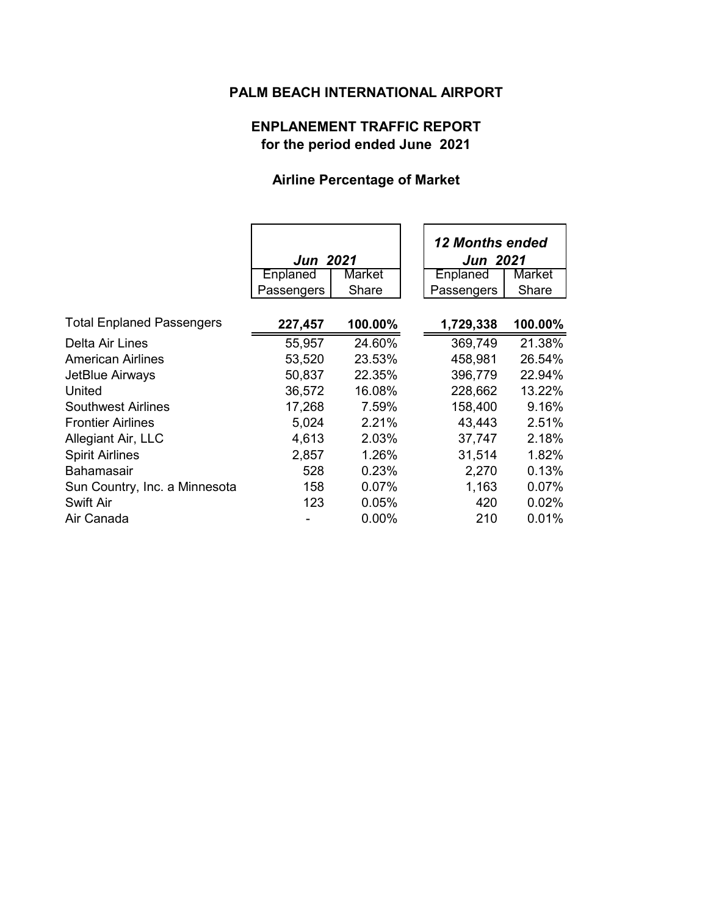# PALM BEACH INTERNATIONAL AIRPORT

## ENPLANEMENT TRAFFIC REPORT
## for the period ended June 2021

### Airline Percentage of Market

| | *Jun 2021* | | *12 Months ended Jun 2021* | |
|---|---|---|---|---|
| | Enplaned Passengers | Market Share | Enplaned Passengers | Market Share |
| Total Enplaned Passengers | **227,457** | **100.00%** | **1,729,338** | **100.00%** |
| Delta Air Lines | 55,957 | 24.60% | 369,749 | 21.38% |
| American Airlines | 53,520 | 23.53% | 458,981 | 26.54% |
| JetBlue Airways | 50,837 | 22.35% | 396,779 | 22.94% |
| United | 36,572 | 16.08% | 228,662 | 13.22% |
| Southwest Airlines | 17,268 | 7.59% | 158,400 | 9.16% |
| Frontier Airlines | 5,024 | 2.21% | 43,443 | 2.51% |
| Allegiant Air, LLC | 4,613 | 2.03% | 37,747 | 2.18% |
| Spirit Airlines | 2,857 | 1.26% | 31,514 | 1.82% |
| Bahamasair | 528 | 0.23% | 2,270 | 0.13% |
| Sun Country, Inc. a Minnesota | 158 | 0.07% | 1,163 | 0.07% |
| Swift Air | 123 | 0.05% | 420 | 0.02% |
| Air Canada | - | 0.00% | 210 | 0.01% |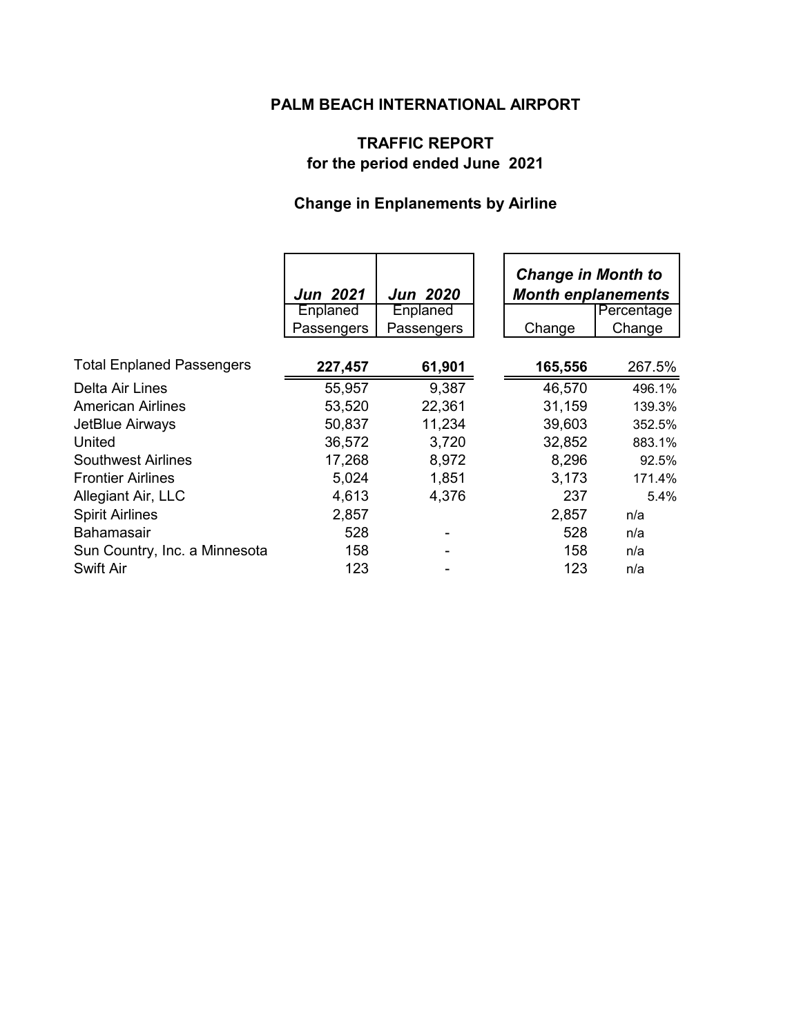# PALM BEACH INTERNATIONAL AIRPORT

## TRAFFIC REPORT
## for the period ended June 2021

### Change in Enplanements by Airline

| | *Jun 2021* | *Jun 2020* | *Change in Month to Month enplanements* | |
|---|---|---|---|---|
| | Enplaned Passengers | Enplaned Passengers | Change | Percentage Change |
| Total Enplaned Passengers | **227,457** | **61,901** | **165,556** | 267.5% |
| Delta Air Lines | 55,957 | 9,387 | 46,570 | 496.1% |
| American Airlines | 53,520 | 22,361 | 31,159 | 139.3% |
| JetBlue Airways | 50,837 | 11,234 | 39,603 | 352.5% |
| United | 36,572 | 3,720 | 32,852 | 883.1% |
| Southwest Airlines | 17,268 | 8,972 | 8,296 | 92.5% |
| Frontier Airlines | 5,024 | 1,851 | 3,173 | 171.4% |
| Allegiant Air, LLC | 4,613 | 4,376 | 237 | 5.4% |
| Spirit Airlines | 2,857 | | 2,857 | n/a |
| Bahamasair | 528 | - | 528 | n/a |
| Sun Country, Inc. a Minnesota | 158 | - | 158 | n/a |
| Swift Air | 123 | - | 123 | n/a |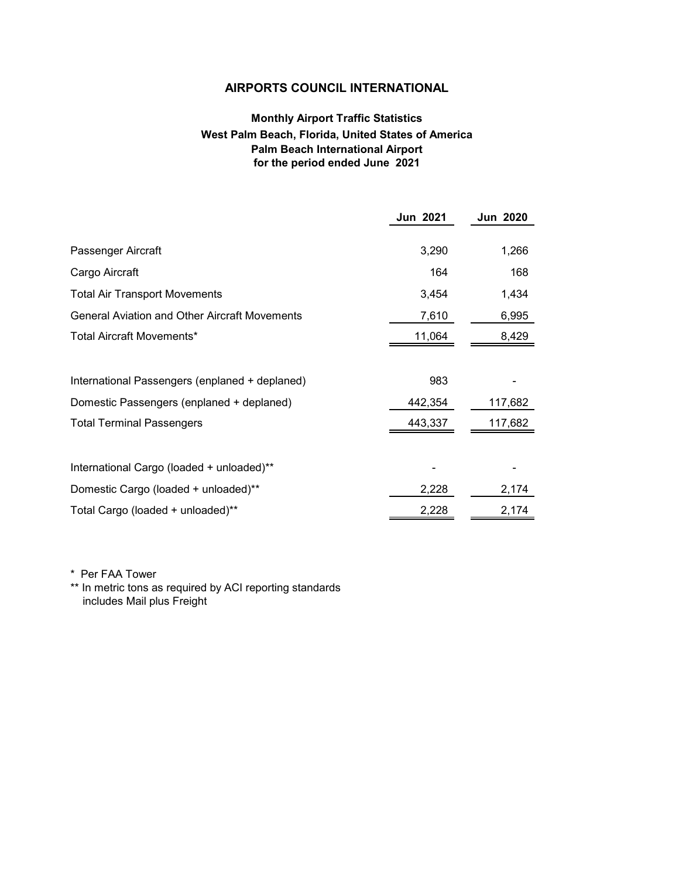## AIRPORTS COUNCIL INTERNATIONAL

### Monthly Airport Traffic Statistics
### West Palm Beach, Florida, United States of America
### Palm Beach International Airport
### for the period ended June 2021

| | Jun 2021 | Jun 2020 |
|---|---|---|
| Passenger Aircraft | 3,290 | 1,266 |
| Cargo Aircraft | 164 | 168 |
| Total Air Transport Movements | 3,454 | 1,434 |
| General Aviation and Other Aircraft Movements | 7,610 | 6,995 |
| Total Aircraft Movements* | 11,064 | 8,429 |
| | | |
| International Passengers (enplaned + deplaned) | 983 | - |
| Domestic Passengers (enplaned + deplaned) | 442,354 | 117,682 |
| Total Terminal Passengers | 443,337 | 117,682 |
| | | |
| International Cargo (loaded + unloaded)** | - | - |
| Domestic Cargo (loaded + unloaded)** | 2,228 | 2,174 |
| Total Cargo (loaded + unloaded)** | 2,228 | 2,174 |

* Per FAA Tower

** In metric tons as required by ACI reporting standards
includes Mail plus Freight